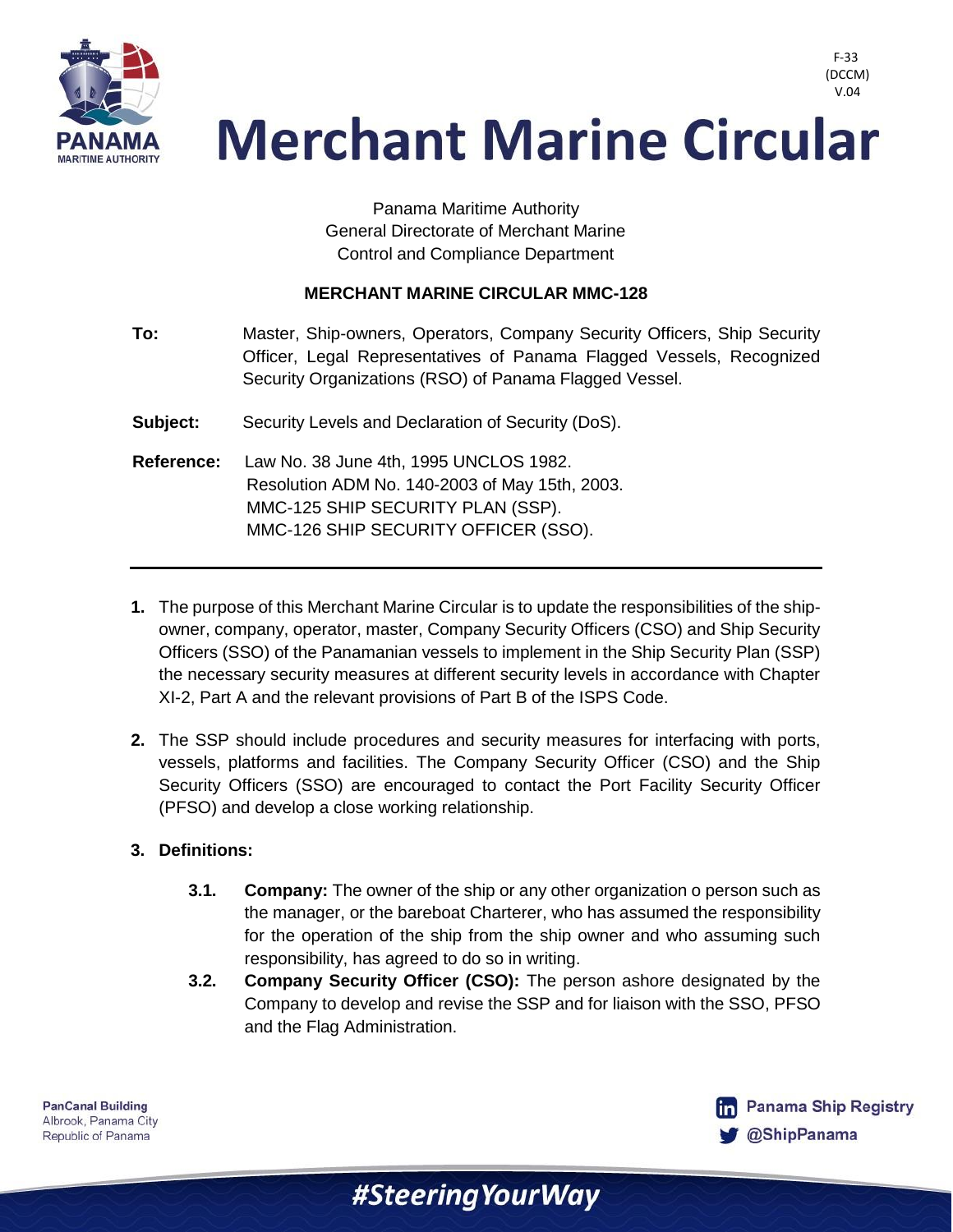F-33 (DCCM) V.04

# Merchant Marine Circular

Panama Maritime Authority
General Directorate of Merchant Marine
Control and Compliance Department

**MERCHANT MARINE CIRCULAR MMC-128**

**To:** Master, Ship-owners, Operators, Company Security Officers, Ship Security Officer, Legal Representatives of Panama Flagged Vessels, Recognized Security Organizations (RSO) of Panama Flagged Vessel.

**Subject:** Security Levels and Declaration of Security (DoS).

**Reference:** Law No. 38 June 4th, 1995 UNCLOS 1982.
Resolution ADM No. 140-2003 of May 15th, 2003.
MMC-125 SHIP SECURITY PLAN (SSP).
MMC-126 SHIP SECURITY OFFICER (SSO).

---

**1.** The purpose of this Merchant Marine Circular is to update the responsibilities of the ship-owner, company, operator, master, Company Security Officers (CSO) and Ship Security Officers (SSO) of the Panamanian vessels to implement in the Ship Security Plan (SSP) the necessary security measures at different security levels in accordance with Chapter XI-2, Part A and the relevant provisions of Part B of the ISPS Code.

**2.** The SSP should include procedures and security measures for interfacing with ports, vessels, platforms and facilities. The Company Security Officer (CSO) and the Ship Security Officers (SSO) are encouraged to contact the Port Facility Security Officer (PFSO) and develop a close working relationship.

**3. Definitions:**

**3.1.** **Company:** The owner of the ship or any other organization o person such as the manager, or the bareboat Charterer, who has assumed the responsibility for the operation of the ship from the ship owner and who assuming such responsibility, has agreed to do so in writing.

**3.2.** **Company Security Officer (CSO):** The person ashore designated by the Company to develop and revise the SSP and for liaison with the SSO, PFSO and the Flag Administration.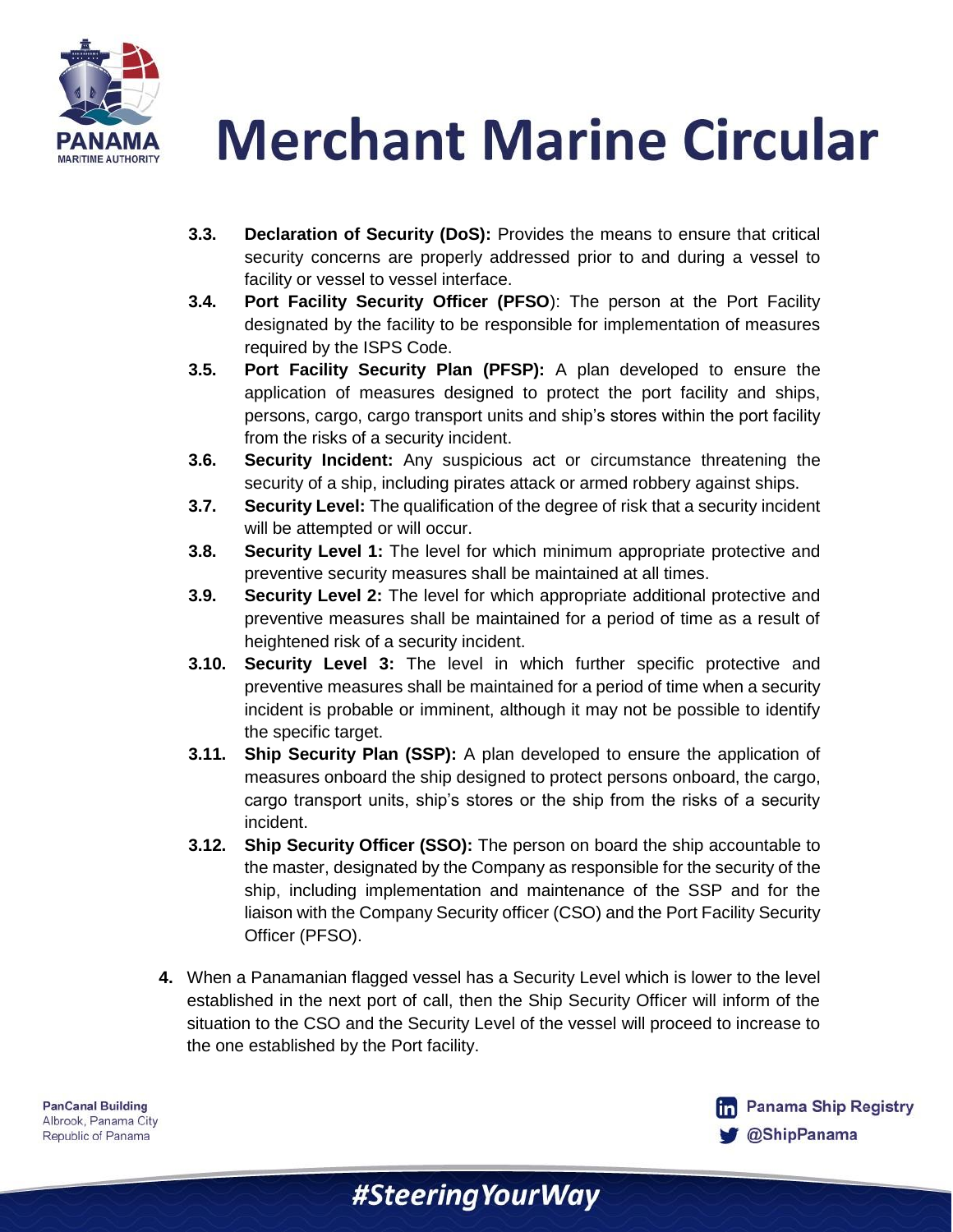3.3. **Declaration of Security (DoS):** Provides the means to ensure that critical security concerns are properly addressed prior to and during a vessel to facility or vessel to vessel interface.

3.4. **Port Facility Security Officer (PFSO**): The person at the Port Facility designated by the facility to be responsible for implementation of measures required by the ISPS Code.

3.5. **Port Facility Security Plan (PFSP):** A plan developed to ensure the application of measures designed to protect the port facility and ships, persons, cargo, cargo transport units and ship's stores within the port facility from the risks of a security incident.

3.6. **Security Incident:** Any suspicious act or circumstance threatening the security of a ship, including pirates attack or armed robbery against ships.

3.7. **Security Level:** The qualification of the degree of risk that a security incident will be attempted or will occur.

3.8. **Security Level 1:** The level for which minimum appropriate protective and preventive security measures shall be maintained at all times.

3.9. **Security Level 2:** The level for which appropriate additional protective and preventive measures shall be maintained for a period of time as a result of heightened risk of a security incident.

3.10. **Security Level 3:** The level in which further specific protective and preventive measures shall be maintained for a period of time when a security incident is probable or imminent, although it may not be possible to identify the specific target.

3.11. **Ship Security Plan (SSP):** A plan developed to ensure the application of measures onboard the ship designed to protect persons onboard, the cargo, cargo transport units, ship's stores or the ship from the risks of a security incident.

3.12. **Ship Security Officer (SSO):** The person on board the ship accountable to the master, designated by the Company as responsible for the security of the ship, including implementation and maintenance of the SSP and for the liaison with the Company Security officer (CSO) and the Port Facility Security Officer (PFSO).

4. When a Panamanian flagged vessel has a Security Level which is lower to the level established in the next port of call, then the Ship Security Officer will inform of the situation to the CSO and the Security Level of the vessel will proceed to increase to the one established by the Port facility.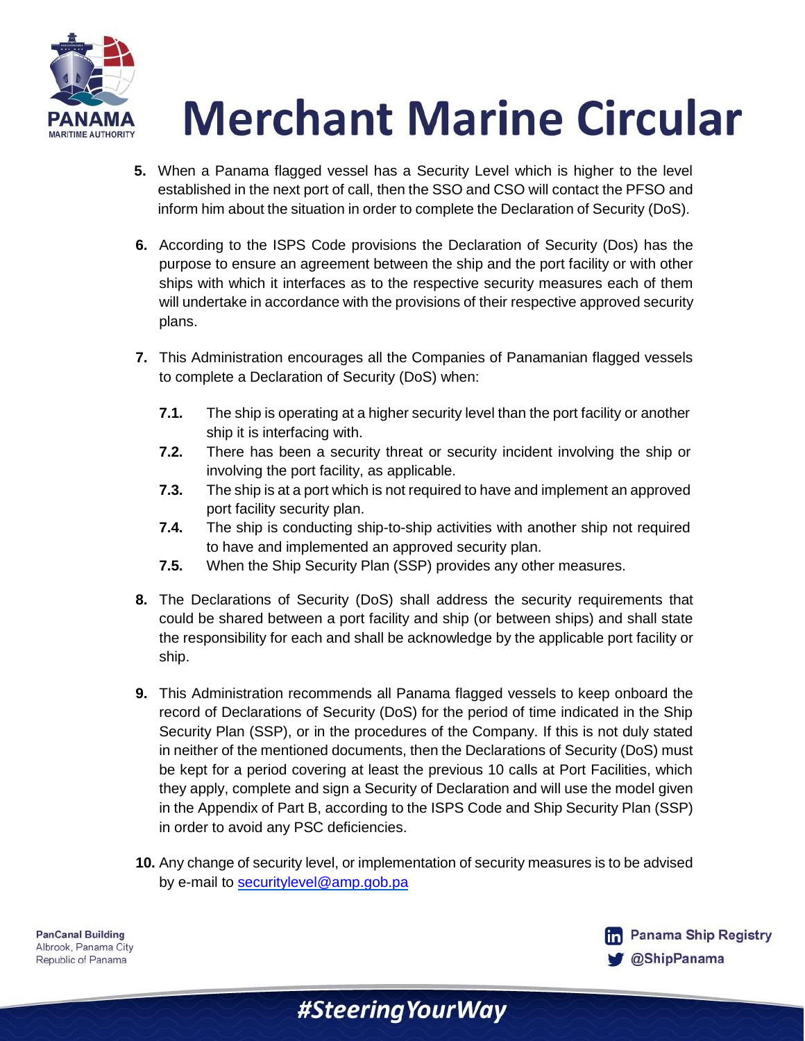5. When a Panama flagged vessel has a Security Level which is higher to the level established in the next port of call, then the SSO and CSO will contact the PFSO and inform him about the situation in order to complete the Declaration of Security (DoS).

6. According to the ISPS Code provisions the Declaration of Security (Dos) has the purpose to ensure an agreement between the ship and the port facility or with other ships with which it interfaces as to the respective security measures each of them will undertake in accordance with the provisions of their respective approved security plans.

7. This Administration encourages all the Companies of Panamanian flagged vessels to complete a Declaration of Security (DoS) when:

   **7.1.** The ship is operating at a higher security level than the port facility or another ship it is interfacing with.

   **7.2.** There has been a security threat or security incident involving the ship or involving the port facility, as applicable.

   **7.3.** The ship is at a port which is not required to have and implement an approved port facility security plan.

   **7.4.** The ship is conducting ship-to-ship activities with another ship not required to have and implemented an approved security plan.

   **7.5.** When the Ship Security Plan (SSP) provides any other measures.

8. The Declarations of Security (DoS) shall address the security requirements that could be shared between a port facility and ship (or between ships) and shall state the responsibility for each and shall be acknowledge by the applicable port facility or ship.

9. This Administration recommends all Panama flagged vessels to keep onboard the record of Declarations of Security (DoS) for the period of time indicated in the Ship Security Plan (SSP), or in the procedures of the Company. If this is not duly stated in neither of the mentioned documents, then the Declarations of Security (DoS) must be kept for a period covering at least the previous 10 calls at Port Facilities, which they apply, complete and sign a Security of Declaration and will use the model given in the Appendix of Part B, according to the ISPS Code and Ship Security Plan (SSP) in order to avoid any PSC deficiencies.

10. Any change of security level, or implementation of security measures is to be advised by e-mail to securitylevel@amp.gob.pa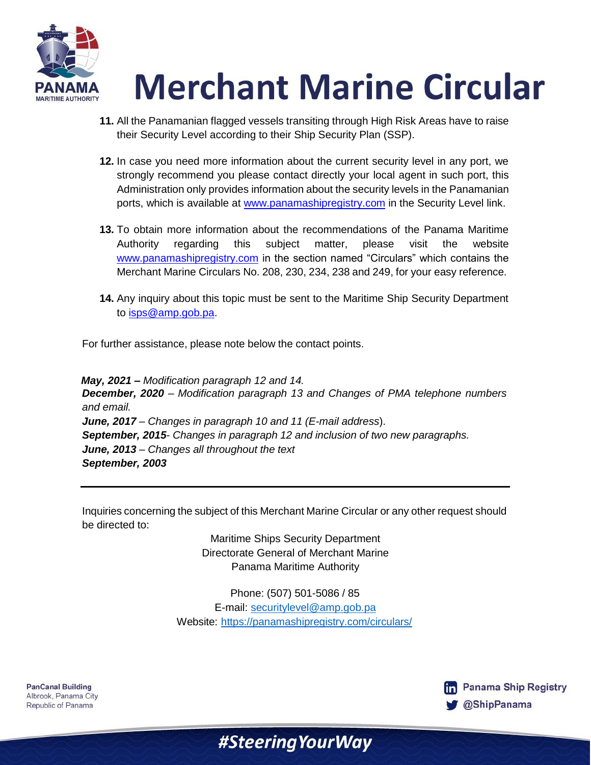11. All the Panamanian flagged vessels transiting through High Risk Areas have to raise their Security Level according to their Ship Security Plan (SSP).

12. In case you need more information about the current security level in any port, we strongly recommend you please contact directly your local agent in such port, this Administration only provides information about the security levels in the Panamanian ports, which is available at www.panamashipregistry.com in the Security Level link.

13. To obtain more information about the recommendations of the Panama Maritime Authority regarding this subject matter, please visit the website www.panamashipregistry.com in the section named "Circulars" which contains the Merchant Marine Circulars No. 208, 230, 234, 238 and 249, for your easy reference.

14. Any inquiry about this topic must be sent to the Maritime Ship Security Department to isps@amp.gob.pa.

For further assistance, please note below the contact points.

***May, 2021 –*** *Modification paragraph 12 and 14.*
***December, 2020*** *– Modification paragraph 13 and Changes of PMA telephone numbers and email.*
***June, 2017*** *– Changes in paragraph 10 and 11 (E-mail address).*
***September, 2015****- Changes in paragraph 12 and inclusion of two new paragraphs.*
***June, 2013*** *– Changes all throughout the text*
***September, 2003***

---

Inquiries concerning the subject of this Merchant Marine Circular or any other request should be directed to:

Maritime Ships Security Department
Directorate General of Merchant Marine
Panama Maritime Authority

Phone: (507) 501-5086 / 85
E-mail: securitylevel@amp.gob.pa
Website: https://panamashipregistry.com/circulars/